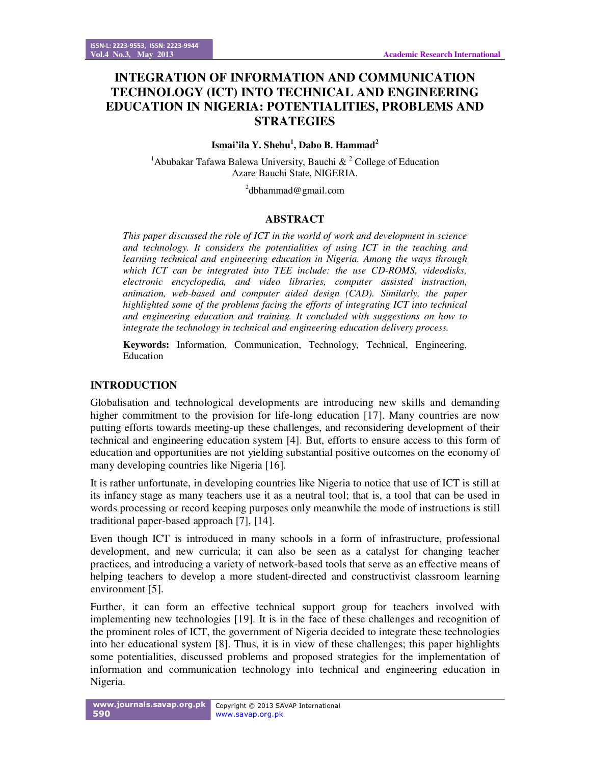# INTEGRATION OF INFORMATION AND COMMUNICATION TECHNOLOGY (ICT) INTO TECHNICAL AND ENGINEERING EDUCATION IN NIGERIA: POTENTIALITIES, PROBLEMS AND STRATEGIES

**Ismai'ila Y. Shehu[1], Dabo B. Hammad[2]**

[1]Abubakar Tafawa Balewa University, Bauchi & [2] College of Education Azare Bauchi State, NIGERIA.

[2]dbhammad@gmail.com

## ABSTRACT

*This paper discussed the role of ICT in the world of work and development in science and technology. It considers the potentialities of using ICT in the teaching and learning technical and engineering education in Nigeria. Among the ways through which ICT can be integrated into TEE include: the use CD-ROMS, videodisks, electronic encyclopedia, and video libraries, computer assisted instruction, animation, web-based and computer aided design (CAD). Similarly, the paper highlighted some of the problems facing the efforts of integrating ICT into technical and engineering education and training. It concluded with suggestions on how to integrate the technology in technical and engineering education delivery process.*

**Keywords:** Information, Communication, Technology, Technical, Engineering, Education

## INTRODUCTION

Globalisation and technological developments are introducing new skills and demanding higher commitment to the provision for life-long education [17]. Many countries are now putting efforts towards meeting-up these challenges, and reconsidering development of their technical and engineering education system [4]. But, efforts to ensure access to this form of education and opportunities are not yielding substantial positive outcomes on the economy of many developing countries like Nigeria [16].

It is rather unfortunate, in developing countries like Nigeria to notice that use of ICT is still at its infancy stage as many teachers use it as a neutral tool; that is, a tool that can be used in words processing or record keeping purposes only meanwhile the mode of instructions is still traditional paper-based approach [7], [14].

Even though ICT is introduced in many schools in a form of infrastructure, professional development, and new curricula; it can also be seen as a catalyst for changing teacher practices, and introducing a variety of network-based tools that serve as an effective means of helping teachers to develop a more student-directed and constructivist classroom learning environment [5].

Further, it can form an effective technical support group for teachers involved with implementing new technologies [19]. It is in the face of these challenges and recognition of the prominent roles of ICT, the government of Nigeria decided to integrate these technologies into her educational system [8]. Thus, it is in view of these challenges; this paper highlights some potentialities, discussed problems and proposed strategies for the implementation of information and communication technology into technical and engineering education in Nigeria.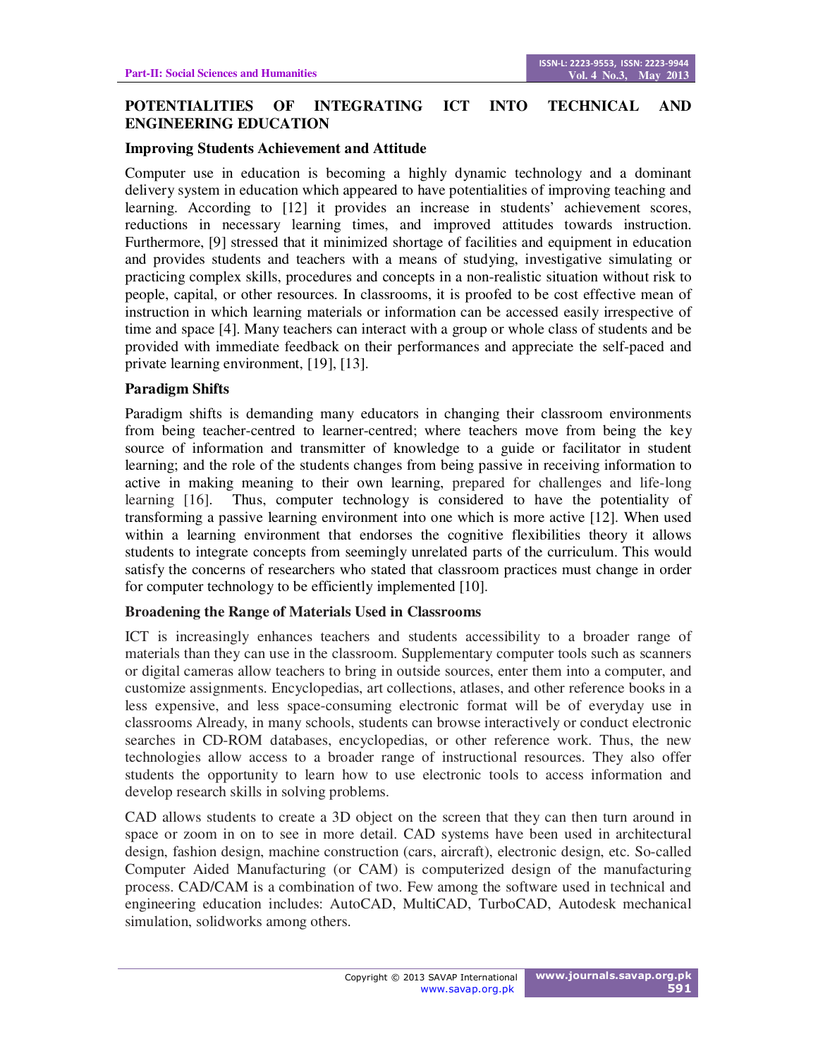## POTENTIALITIES OF INTEGRATING ICT INTO TECHNICAL AND ENGINEERING EDUCATION

### Improving Students Achievement and Attitude

Computer use in education is becoming a highly dynamic technology and a dominant delivery system in education which appeared to have potentialities of improving teaching and learning. According to [12] it provides an increase in students' achievement scores, reductions in necessary learning times, and improved attitudes towards instruction. Furthermore, [9] stressed that it minimized shortage of facilities and equipment in education and provides students and teachers with a means of studying, investigative simulating or practicing complex skills, procedures and concepts in a non-realistic situation without risk to people, capital, or other resources. In classrooms, it is proofed to be cost effective mean of instruction in which learning materials or information can be accessed easily irrespective of time and space [4]. Many teachers can interact with a group or whole class of students and be provided with immediate feedback on their performances and appreciate the self-paced and private learning environment, [19], [13].

### Paradigm Shifts

Paradigm shifts is demanding many educators in changing their classroom environments from being teacher-centred to learner-centred; where teachers move from being the key source of information and transmitter of knowledge to a guide or facilitator in student learning; and the role of the students changes from being passive in receiving information to active in making meaning to their own learning, prepared for challenges and life-long learning [16]. Thus, computer technology is considered to have the potentiality of transforming a passive learning environment into one which is more active [12]. When used within a learning environment that endorses the cognitive flexibilities theory it allows students to integrate concepts from seemingly unrelated parts of the curriculum. This would satisfy the concerns of researchers who stated that classroom practices must change in order for computer technology to be efficiently implemented [10].

### Broadening the Range of Materials Used in Classrooms

ICT is increasingly enhances teachers and students accessibility to a broader range of materials than they can use in the classroom. Supplementary computer tools such as scanners or digital cameras allow teachers to bring in outside sources, enter them into a computer, and customize assignments. Encyclopedias, art collections, atlases, and other reference books in a less expensive, and less space-consuming electronic format will be of everyday use in classrooms Already, in many schools, students can browse interactively or conduct electronic searches in CD-ROM databases, encyclopedias, or other reference work. Thus, the new technologies allow access to a broader range of instructional resources. They also offer students the opportunity to learn how to use electronic tools to access information and develop research skills in solving problems.

CAD allows students to create a 3D object on the screen that they can then turn around in space or zoom in on to see in more detail. CAD systems have been used in architectural design, fashion design, machine construction (cars, aircraft), electronic design, etc. So-called Computer Aided Manufacturing (or CAM) is computerized design of the manufacturing process. CAD/CAM is a combination of two. Few among the software used in technical and engineering education includes: AutoCAD, MultiCAD, TurboCAD, Autodesk mechanical simulation, solidworks among others.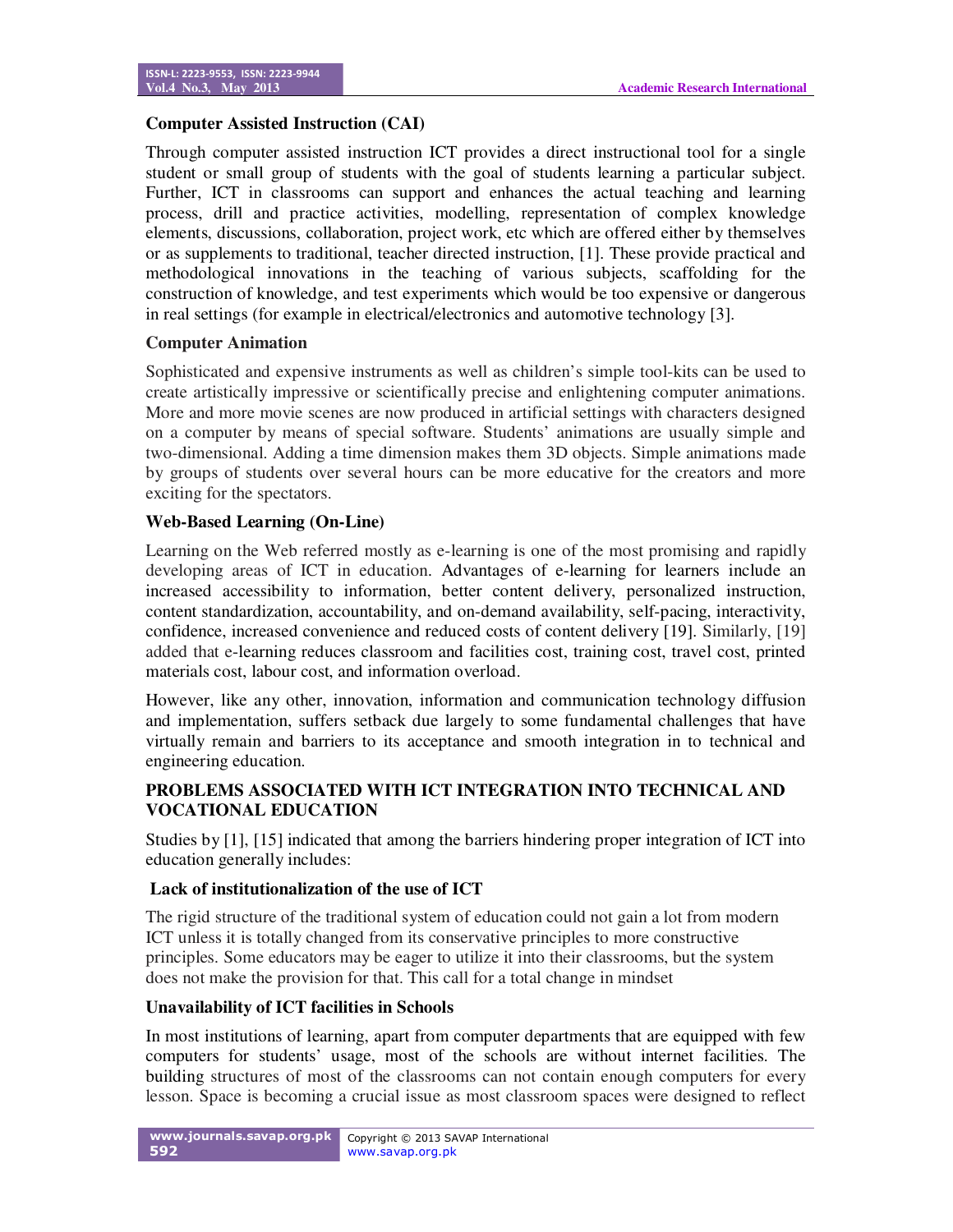### Computer Assisted Instruction (CAI)

Through computer assisted instruction ICT provides a direct instructional tool for a single student or small group of students with the goal of students learning a particular subject. Further, ICT in classrooms can support and enhances the actual teaching and learning process, drill and practice activities, modelling, representation of complex knowledge elements, discussions, collaboration, project work, etc which are offered either by themselves or as supplements to traditional, teacher directed instruction, [1]. These provide practical and methodological innovations in the teaching of various subjects, scaffolding for the construction of knowledge, and test experiments which would be too expensive or dangerous in real settings (for example in electrical/electronics and automotive technology [3].

### Computer Animation

Sophisticated and expensive instruments as well as children's simple tool-kits can be used to create artistically impressive or scientifically precise and enlightening computer animations. More and more movie scenes are now produced in artificial settings with characters designed on a computer by means of special software. Students' animations are usually simple and two-dimensional. Adding a time dimension makes them 3D objects. Simple animations made by groups of students over several hours can be more educative for the creators and more exciting for the spectators.

### Web-Based Learning (On-Line)

Learning on the Web referred mostly as e-learning is one of the most promising and rapidly developing areas of ICT in education. Advantages of e-learning for learners include an increased accessibility to information, better content delivery, personalized instruction, content standardization, accountability, and on-demand availability, self-pacing, interactivity, confidence, increased convenience and reduced costs of content delivery [19]. Similarly, [19] added that e-learning reduces classroom and facilities cost, training cost, travel cost, printed materials cost, labour cost, and information overload.

However, like any other, innovation, information and communication technology diffusion and implementation, suffers setback due largely to some fundamental challenges that have virtually remain and barriers to its acceptance and smooth integration in to technical and engineering education.

## PROBLEMS ASSOCIATED WITH ICT INTEGRATION INTO TECHNICAL AND VOCATIONAL EDUCATION

Studies by [1], [15] indicated that among the barriers hindering proper integration of ICT into education generally includes:

### Lack of institutionalization of the use of ICT

The rigid structure of the traditional system of education could not gain a lot from modern ICT unless it is totally changed from its conservative principles to more constructive principles. Some educators may be eager to utilize it into their classrooms, but the system does not make the provision for that. This call for a total change in mindset

### Unavailability of ICT facilities in Schools

In most institutions of learning, apart from computer departments that are equipped with few computers for students' usage, most of the schools are without internet facilities. The building structures of most of the classrooms can not contain enough computers for every lesson. Space is becoming a crucial issue as most classroom spaces were designed to reflect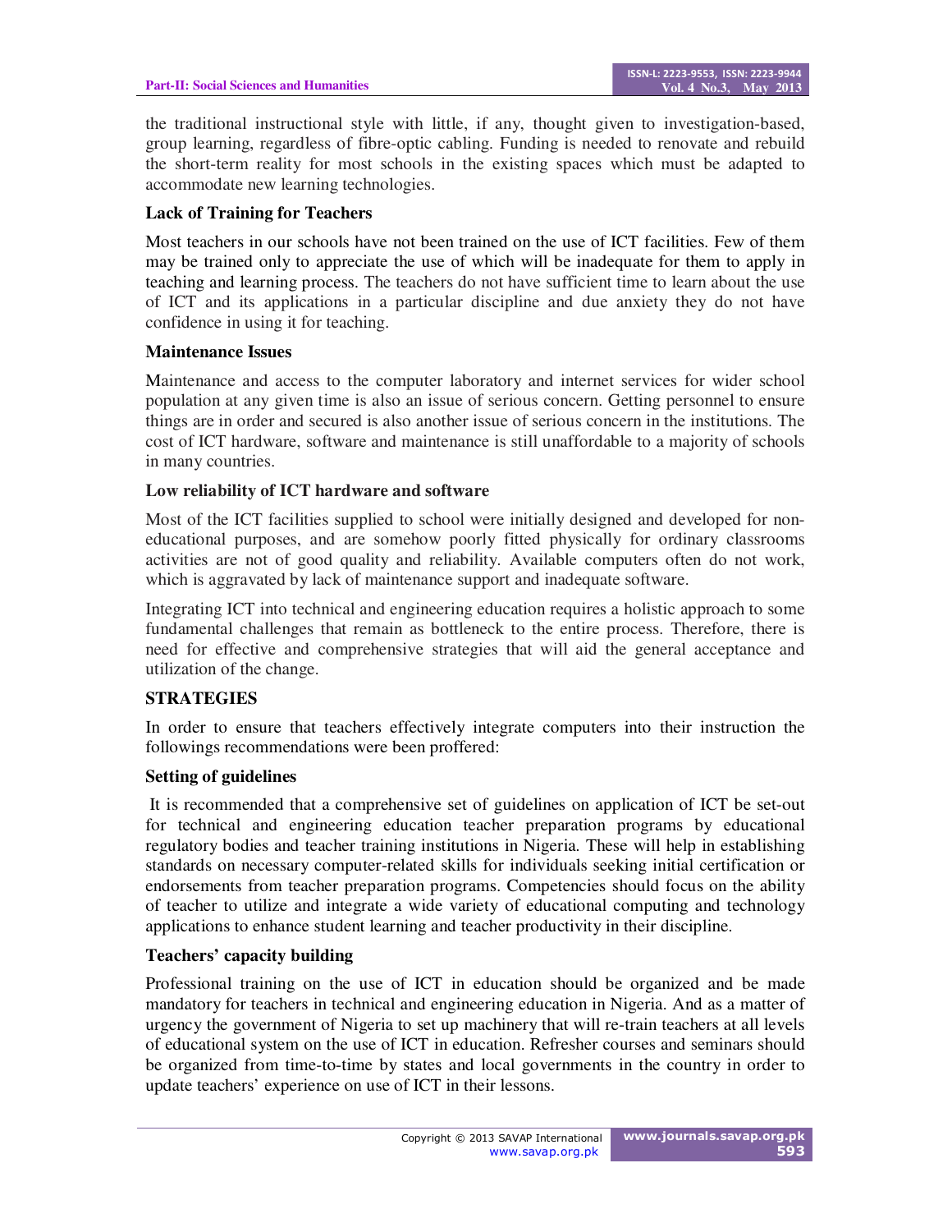the traditional instructional style with little, if any, thought given to investigation-based, group learning, regardless of fibre-optic cabling. Funding is needed to renovate and rebuild the short-term reality for most schools in the existing spaces which must be adapted to accommodate new learning technologies.

### Lack of Training for Teachers

Most teachers in our schools have not been trained on the use of ICT facilities. Few of them may be trained only to appreciate the use of which will be inadequate for them to apply in teaching and learning process. The teachers do not have sufficient time to learn about the use of ICT and its applications in a particular discipline and due anxiety they do not have confidence in using it for teaching.

### Maintenance Issues

Maintenance and access to the computer laboratory and internet services for wider school population at any given time is also an issue of serious concern. Getting personnel to ensure things are in order and secured is also another issue of serious concern in the institutions. The cost of ICT hardware, software and maintenance is still unaffordable to a majority of schools in many countries.

### Low reliability of ICT hardware and software

Most of the ICT facilities supplied to school were initially designed and developed for non-educational purposes, and are somehow poorly fitted physically for ordinary classrooms activities are not of good quality and reliability. Available computers often do not work, which is aggravated by lack of maintenance support and inadequate software.

Integrating ICT into technical and engineering education requires a holistic approach to some fundamental challenges that remain as bottleneck to the entire process. Therefore, there is need for effective and comprehensive strategies that will aid the general acceptance and utilization of the change.

## STRATEGIES

In order to ensure that teachers effectively integrate computers into their instruction the followings recommendations were been proffered:

### Setting of guidelines

It is recommended that a comprehensive set of guidelines on application of ICT be set-out for technical and engineering education teacher preparation programs by educational regulatory bodies and teacher training institutions in Nigeria. These will help in establishing standards on necessary computer-related skills for individuals seeking initial certification or endorsements from teacher preparation programs. Competencies should focus on the ability of teacher to utilize and integrate a wide variety of educational computing and technology applications to enhance student learning and teacher productivity in their discipline.

### Teachers' capacity building

Professional training on the use of ICT in education should be organized and be made mandatory for teachers in technical and engineering education in Nigeria. And as a matter of urgency the government of Nigeria to set up machinery that will re-train teachers at all levels of educational system on the use of ICT in education. Refresher courses and seminars should be organized from time-to-time by states and local governments in the country in order to update teachers' experience on use of ICT in their lessons.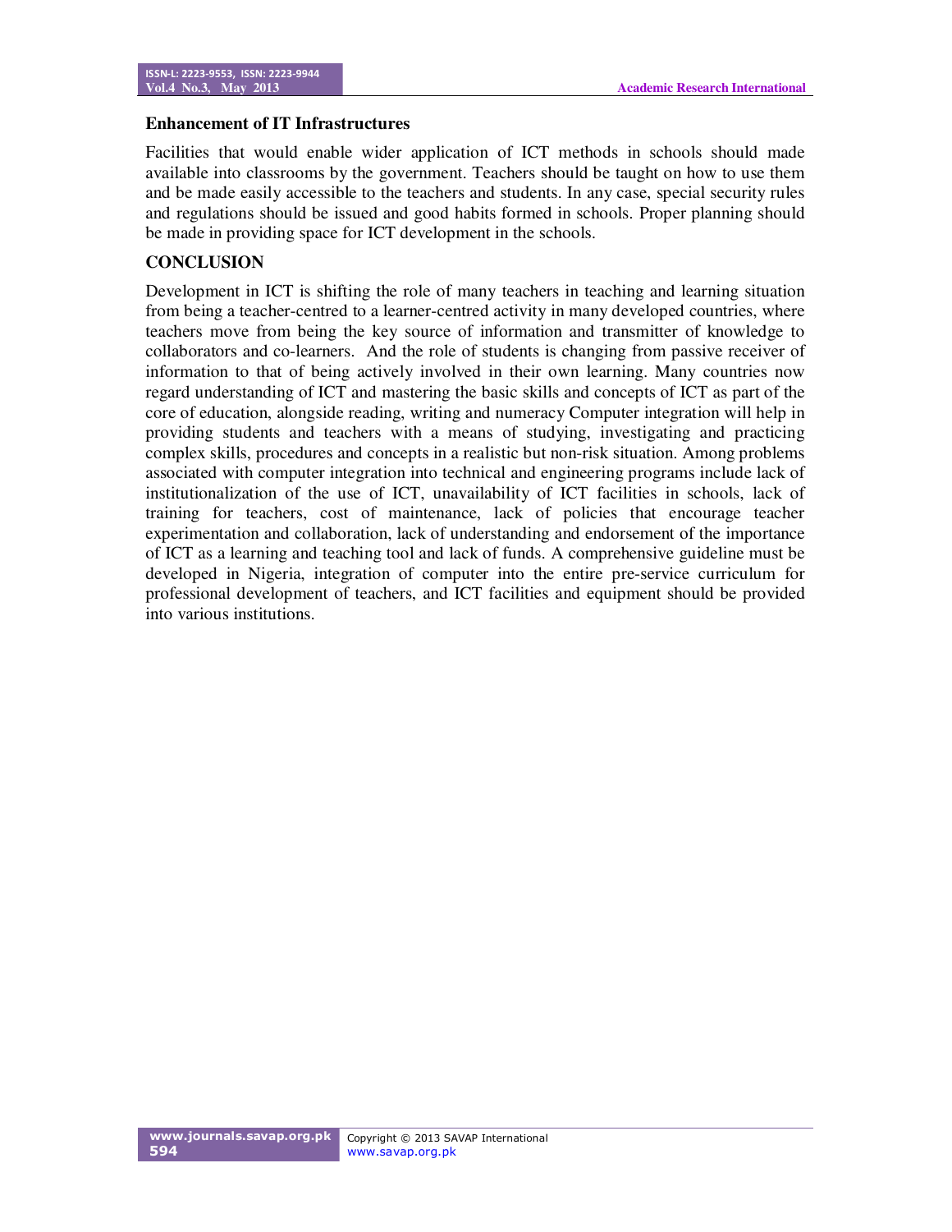### Enhancement of IT Infrastructures

Facilities that would enable wider application of ICT methods in schools should made available into classrooms by the government. Teachers should be taught on how to use them and be made easily accessible to the teachers and students. In any case, special security rules and regulations should be issued and good habits formed in schools. Proper planning should be made in providing space for ICT development in the schools.

## CONCLUSION

Development in ICT is shifting the role of many teachers in teaching and learning situation from being a teacher-centred to a learner-centred activity in many developed countries, where teachers move from being the key source of information and transmitter of knowledge to collaborators and co-learners. And the role of students is changing from passive receiver of information to that of being actively involved in their own learning. Many countries now regard understanding of ICT and mastering the basic skills and concepts of ICT as part of the core of education, alongside reading, writing and numeracy Computer integration will help in providing students and teachers with a means of studying, investigating and practicing complex skills, procedures and concepts in a realistic but non-risk situation. Among problems associated with computer integration into technical and engineering programs include lack of institutionalization of the use of ICT, unavailability of ICT facilities in schools, lack of training for teachers, cost of maintenance, lack of policies that encourage teacher experimentation and collaboration, lack of understanding and endorsement of the importance of ICT as a learning and teaching tool and lack of funds. A comprehensive guideline must be developed in Nigeria, integration of computer into the entire pre-service curriculum for professional development of teachers, and ICT facilities and equipment should be provided into various institutions.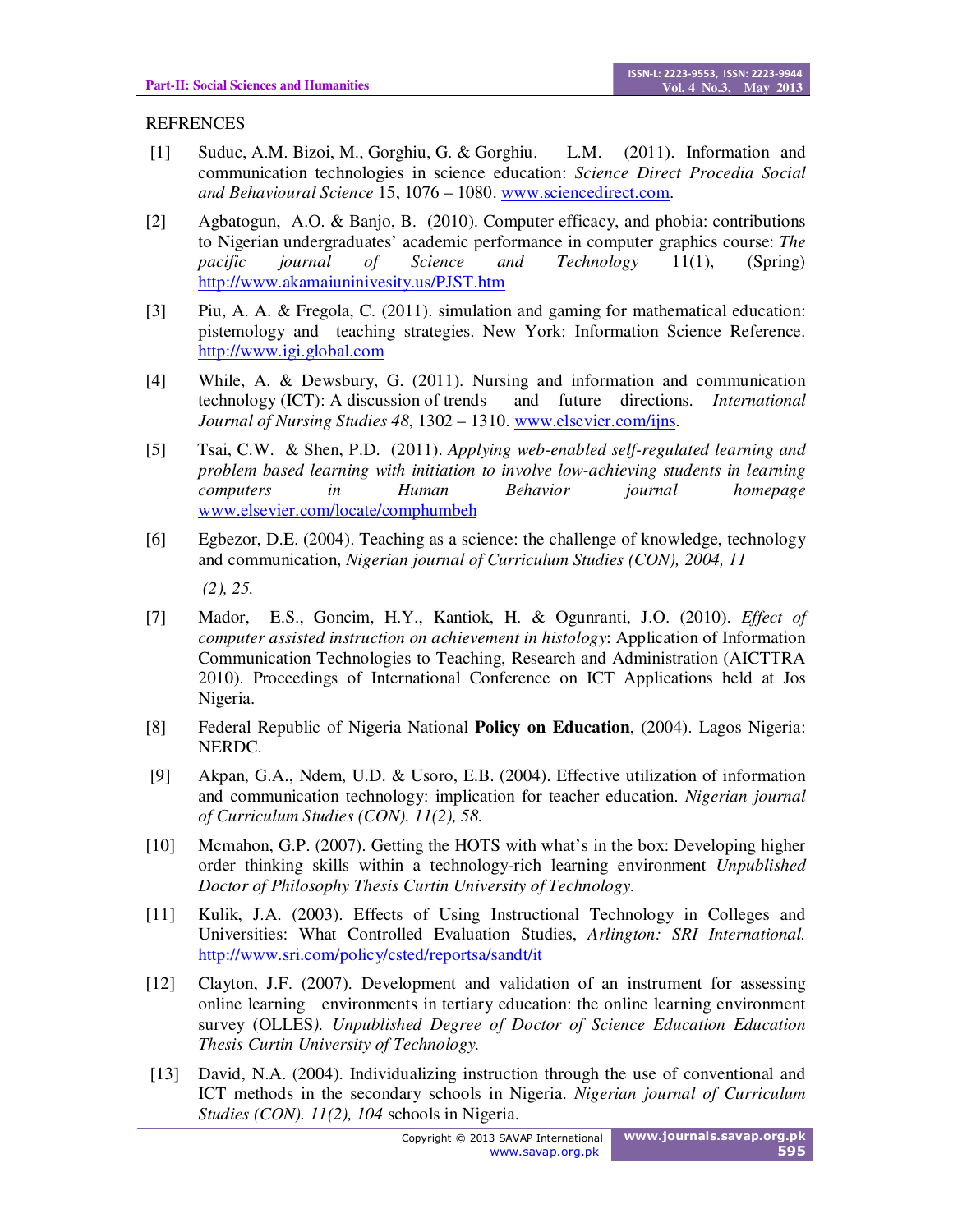REFRENCES

[1] Suduc, A.M. Bizoi, M., Gorghiu, G. & Gorghiu. L.M. (2011). Information and communication technologies in science education: *Science Direct Procedia Social and Behavioural Science* 15, 1076 – 1080. www.sciencedirect.com.

[2] Agbatogun, A.O. & Banjo, B. (2010). Computer efficacy, and phobia: contributions to Nigerian undergraduates' academic performance in computer graphics course: *The pacific journal of Science and Technology* 11(1), (Spring) http://www.akamaiuninivesity.us/PJST.htm

[3] Piu, A. A. & Fregola, C. (2011). simulation and gaming for mathematical education: pistemology and teaching strategies. New York: Information Science Reference. http://www.igi.global.com

[4] While, A. & Dewsbury, G. (2011). Nursing and information and communication technology (ICT): A discussion of trends and future directions. *International Journal of Nursing Studies 48*, 1302 – 1310. www.elsevier.com/ijns.

[5] Tsai, C.W. & Shen, P.D. (2011). *Applying web-enabled self-regulated learning and problem based learning with initiation to involve low-achieving students in learning computers in Human Behavior journal homepage* www.elsevier.com/locate/comphumbeh

[6] Egbezor, D.E. (2004). Teaching as a science: the challenge of knowledge, technology and communication, *Nigerian journal of Curriculum Studies (CON), 2004, 11 (2), 25.*

[7] Mador, E.S., Goncim, H.Y., Kantiok, H. & Ogunranti, J.O. (2010). *Effect of computer assisted instruction on achievement in histology*: Application of Information Communication Technologies to Teaching, Research and Administration (AICTTRA 2010). Proceedings of International Conference on ICT Applications held at Jos Nigeria.

[8] Federal Republic of Nigeria National **Policy on Education**, (2004). Lagos Nigeria: NERDC.

[9] Akpan, G.A., Ndem, U.D. & Usoro, E.B. (2004). Effective utilization of information and communication technology: implication for teacher education. *Nigerian journal of Curriculum Studies (CON). 11(2), 58.*

[10] Mcmahon, G.P. (2007). Getting the HOTS with what's in the box: Developing higher order thinking skills within a technology-rich learning environment *Unpublished Doctor of Philosophy Thesis Curtin University of Technology.*

[11] Kulik, J.A. (2003). Effects of Using Instructional Technology in Colleges and Universities: What Controlled Evaluation Studies, *Arlington: SRI International.* http://www.sri.com/policy/csted/reportsa/sandt/it

[12] Clayton, J.F. (2007). Development and validation of an instrument for assessing online learning environments in tertiary education: the online learning environment survey (OLLES*). Unpublished Degree of Doctor of Science Education Education Thesis Curtin University of Technology.*

[13] David, N.A. (2004). Individualizing instruction through the use of conventional and ICT methods in the secondary schools in Nigeria. *Nigerian journal of Curriculum Studies (CON). 11(2), 104* schools in Nigeria.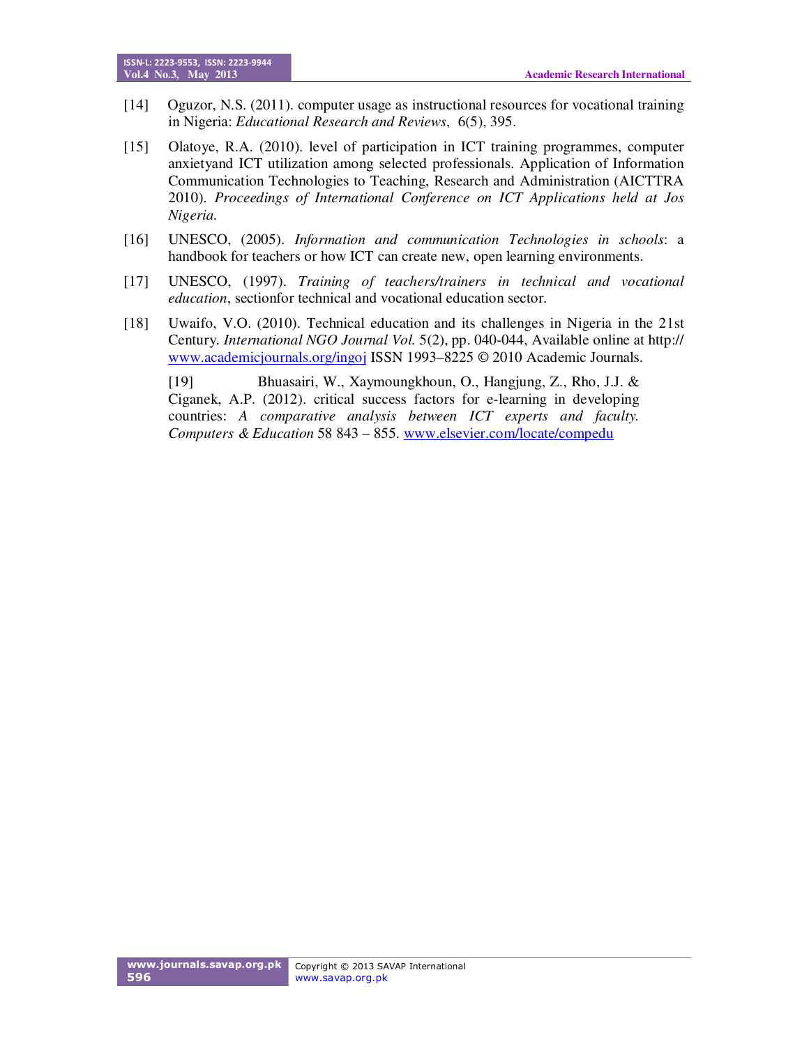[14] Oguzor, N.S. (2011). computer usage as instructional resources for vocational training in Nigeria: *Educational Research and Reviews*, 6(5), 395.

[15] Olatoye, R.A. (2010). level of participation in ICT training programmes, computer anxietyand ICT utilization among selected professionals. Application of Information Communication Technologies to Teaching, Research and Administration (AICTTRA 2010). *Proceedings of International Conference on ICT Applications held at Jos Nigeria.*

[16] UNESCO, (2005). *Information and communication Technologies in schools*: a handbook for teachers or how ICT can create new, open learning environments.

[17] UNESCO, (1997). *Training of teachers/trainers in technical and vocational education*, sectionfor technical and vocational education sector.

[18] Uwaifo, V.O. (2010). Technical education and its challenges in Nigeria in the 21st Century. *International NGO Journal Vol.* 5(2), pp. 040-044, Available online at http:// www.academicjournals.org/ingoj ISSN 1993–8225 © 2010 Academic Journals.

[19] Bhuasairi, W., Xaymoungkhoun, O., Hangjung, Z., Rho, J.J. & Ciganek, A.P. (2012). critical success factors for e-learning in developing countries: *A comparative analysis between ICT experts and faculty. Computers & Education* 58 843 – 855. www.elsevier.com/locate/compedu